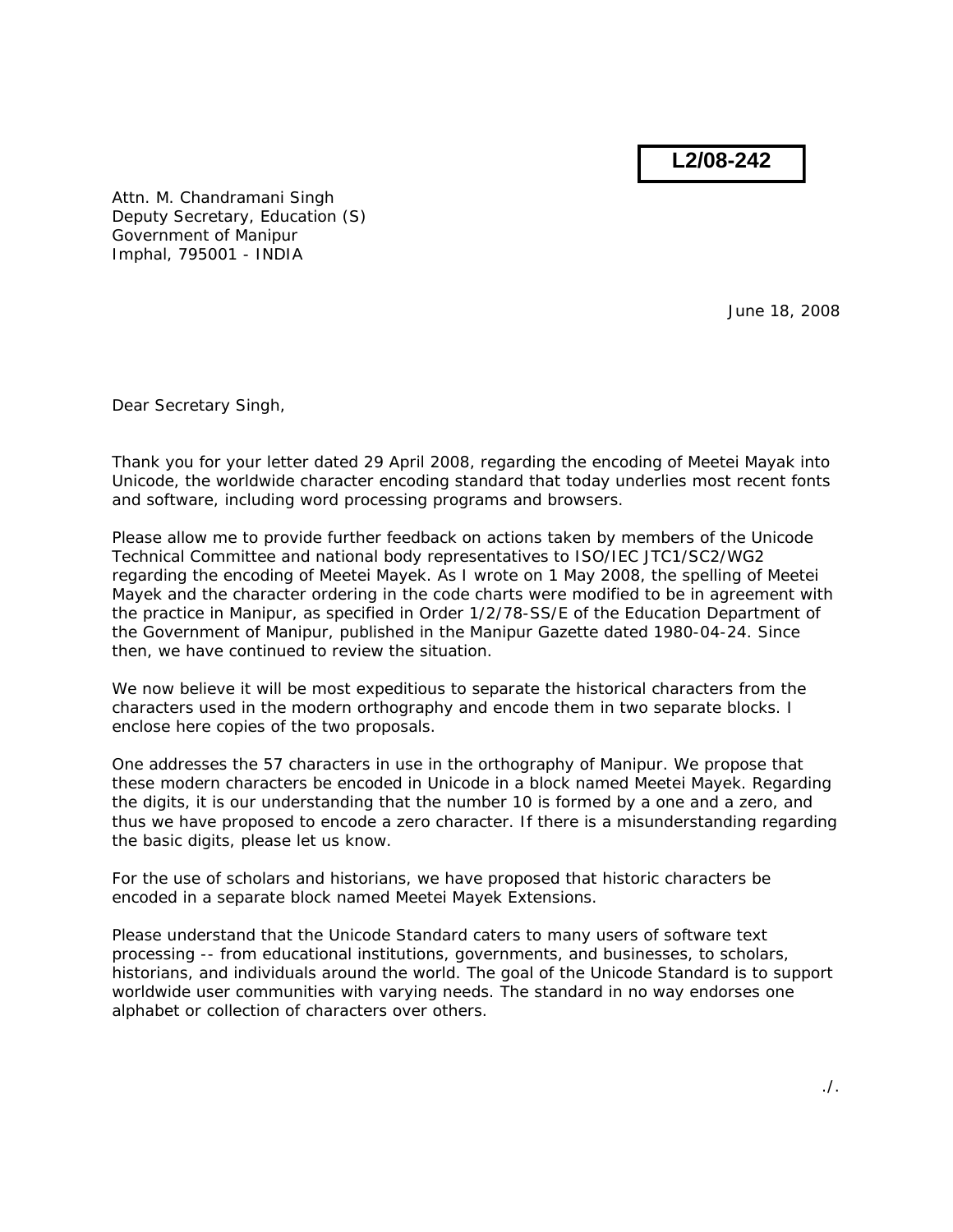**L2/08-242**

Attn. M. Chandramani Singh
Deputy Secretary, Education (S)
Government of Manipur
Imphal, 795001 - INDIA

June 18, 2008

Dear Secretary Singh,

Thank you for your letter dated 29 April 2008, regarding the encoding of Meetei Mayak into Unicode, the worldwide character encoding standard that today underlies most recent fonts and software, including word processing programs and browsers.

Please allow me to provide further feedback on actions taken by members of the Unicode Technical Committee and national body representatives to ISO/IEC JTC1/SC2/WG2 regarding the encoding of Meetei Mayek. As I wrote on 1 May 2008, the spelling of Meetei Mayek and the character ordering in the code charts were modified to be in agreement with the practice in Manipur, as specified in Order 1/2/78-SS/E of the Education Department of the Government of Manipur, published in the Manipur Gazette dated 1980-04-24. Since then, we have continued to review the situation.

We now believe it will be most expeditious to separate the historical characters from the characters used in the modern orthography and encode them in two separate blocks. I enclose here copies of the two proposals.

One addresses the 57 characters in use in the orthography of Manipur. We propose that these modern characters be encoded in Unicode in a block named Meetei Mayek. Regarding the digits, it is our understanding that the number 10 is formed by a one and a zero, and thus we have proposed to encode a zero character. If there is a misunderstanding regarding the basic digits, please let us know.

For the use of scholars and historians, we have proposed that historic characters be encoded in a separate block named Meetei Mayek Extensions.

Please understand that the Unicode Standard caters to many users of software text processing -- from educational institutions, governments, and businesses, to scholars, historians, and individuals around the world. The goal of the Unicode Standard is to support worldwide user communities with varying needs. The standard in no way endorses one alphabet or collection of characters over others.

./.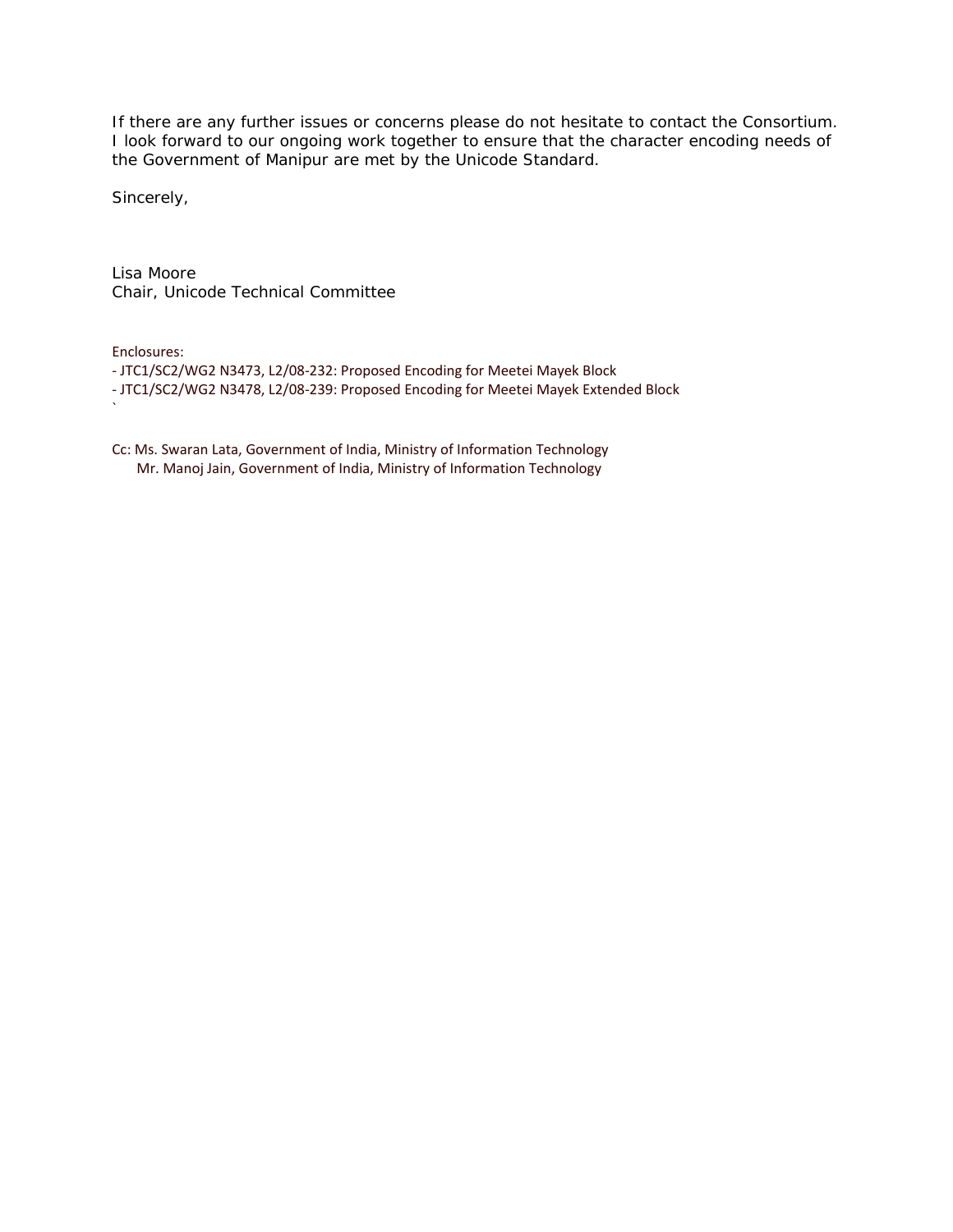If there are any further issues or concerns please do not hesitate to contact the Consortium. I look forward to our ongoing work together to ensure that the character encoding needs of the Government of Manipur are met by the Unicode Standard.

Sincerely,

Lisa Moore
Chair, Unicode Technical Committee

Enclosures:
- JTC1/SC2/WG2 N3473, L2/08-232: Proposed Encoding for Meetei Mayek Block
- JTC1/SC2/WG2 N3478, L2/08-239: Proposed Encoding for Meetei Mayek Extended Block
`

Cc: Ms. Swaran Lata, Government of India, Ministry of Information Technology
Mr. Manoj Jain, Government of India, Ministry of Information Technology